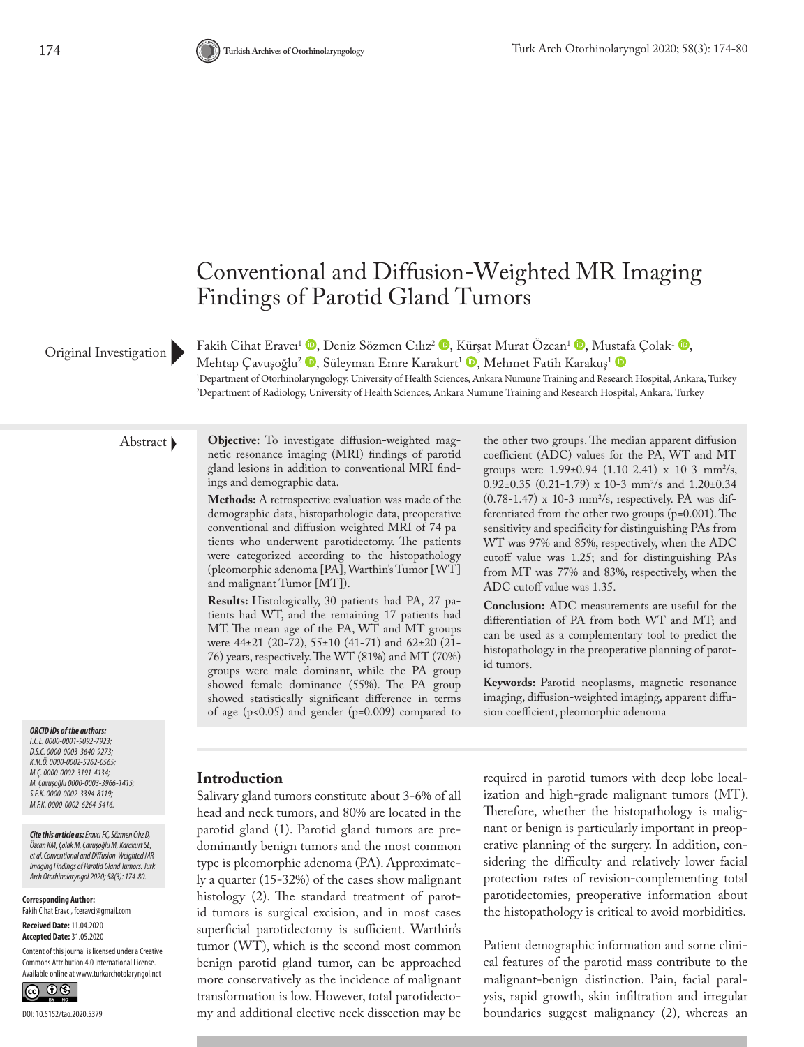# Conventional and Diffusion-Weighted MR Imaging Findings of Parotid Gland Tumors

Original Investigation

Fakih Cihat Eravcı[1], Deniz Sözmen Cılız[2], Kürşat Murat Özcan[1], Mustafa Çolak[1], Mehtap Çavuşoğlu[2], Süleyman Emre Karakurt[1], Mehmet Fatih Karakuş[1]

[1]Department of Otorhinolaryngology, University of Health Sciences, Ankara Numune Training and Research Hospital, Ankara, Turkey
[2]Department of Radiology, University of Health Sciences, Ankara Numune Training and Research Hospital, Ankara, Turkey

## Abstract

**Objective:** To investigate diffusion-weighted magnetic resonance imaging (MRI) findings of parotid gland lesions in addition to conventional MRI findings and demographic data.

**Methods:** A retrospective evaluation was made of the demographic data, histopathologic data, preoperative conventional and diffusion-weighted MRI of 74 patients who underwent parotidectomy. The patients were categorized according to the histopathology (pleomorphic adenoma [PA], Warthin's Tumor [WT] and malignant Tumor [MT]).

**Results:** Histologically, 30 patients had PA, 27 patients had WT, and the remaining 17 patients had MT. The mean age of the PA, WT and MT groups were 44±21 (20-72), 55±10 (41-71) and 62±20 (21-76) years, respectively. The WT (81%) and MT (70%) groups were male dominant, while the PA group showed female dominance (55%). The PA group showed statistically significant difference in terms of age ($p<0.05$) and gender ($p=0.009$) compared to the other two groups. The median apparent diffusion coefficient (ADC) values for the PA, WT and MT groups were 1.99±0.94 (1.10-2.41) x 10-3 mm²/s, 0.92±0.35 (0.21-1.79) x 10-3 mm²/s and 1.20±0.34 (0.78-1.47) x 10-3 mm²/s, respectively. PA was differentiated from the other two groups ($p=0.001$). The sensitivity and specificity for distinguishing PAs from WT was 97% and 85%, respectively, when the ADC cutoff value was 1.25; and for distinguishing PAs from MT was 77% and 83%, respectively, when the ADC cutoff value was 1.35.

**Conclusion:** ADC measurements are useful for the differentiation of PA from both WT and MT; and can be used as a complementary tool to predict the histopathology in the preoperative planning of parotid tumors.

**Keywords:** Parotid neoplasms, magnetic resonance imaging, diffusion-weighted imaging, apparent diffusion coefficient, pleomorphic adenoma

***ORCID iDs of the authors:***
*F.C.E. 0000-0001-9092-7923;*
*D.S.C. 0000-0003-3640-9273;*
*K.M.Ö. 0000-0002-5262-0565;*
*M.Ç. 0000-0002-3191-4134;*
*M. Çavuşoğlu 0000-0003-3966-1415;*
*S.E.K. 0000-0002-3394-8119;*
*M.F.K. 0000-0002-6264-5416.*

***Cite this article as:** Eravcı FC, Sözmen Cılız D, Özcan KM, Çolak M, Çavuşoğlu M, Karakurt SE, et al. Conventional and Diffusion-Weighted MR Imaging Findings of Parotid Gland Tumors. Turk Arch Otorhinolaryngol 2020; 58(3): 174-80.*

**Corresponding Author:**
Fakih Cihat Eravcı, fceravci@gmail.com

**Received Date:** 11.04.2020
**Accepted Date:** 31.05.2020

Content of this journal is licensed under a Creative Commons Attribution 4.0 International License. Available online at www.turkarchotolaryngol.net

DOI: 10.5152/tao.2020.5379

## Introduction

Salivary gland tumors constitute about 3-6% of all head and neck tumors, and 80% are located in the parotid gland (1). Parotid gland tumors are predominantly benign tumors and the most common type is pleomorphic adenoma (PA). Approximately a quarter (15-32%) of the cases show malignant histology (2). The standard treatment of parotid tumors is surgical excision, and in most cases superficial parotidectomy is sufficient. Warthin's tumor (WT), which is the second most common benign parotid gland tumor, can be approached more conservatively as the incidence of malignant transformation is low. However, total parotidectomy and additional elective neck dissection may be required in parotid tumors with deep lobe localization and high-grade malignant tumors (MT). Therefore, whether the histopathology is malignant or benign is particularly important in preoperative planning of the surgery. In addition, considering the difficulty and relatively lower facial protection rates of revision-complementing total parotidectomies, preoperative information about the histopathology is critical to avoid morbidities.

Patient demographic information and some clinical features of the parotid mass contribute to the malignant-benign distinction. Pain, facial paralysis, rapid growth, skin infiltration and irregular boundaries suggest malignancy (2), whereas an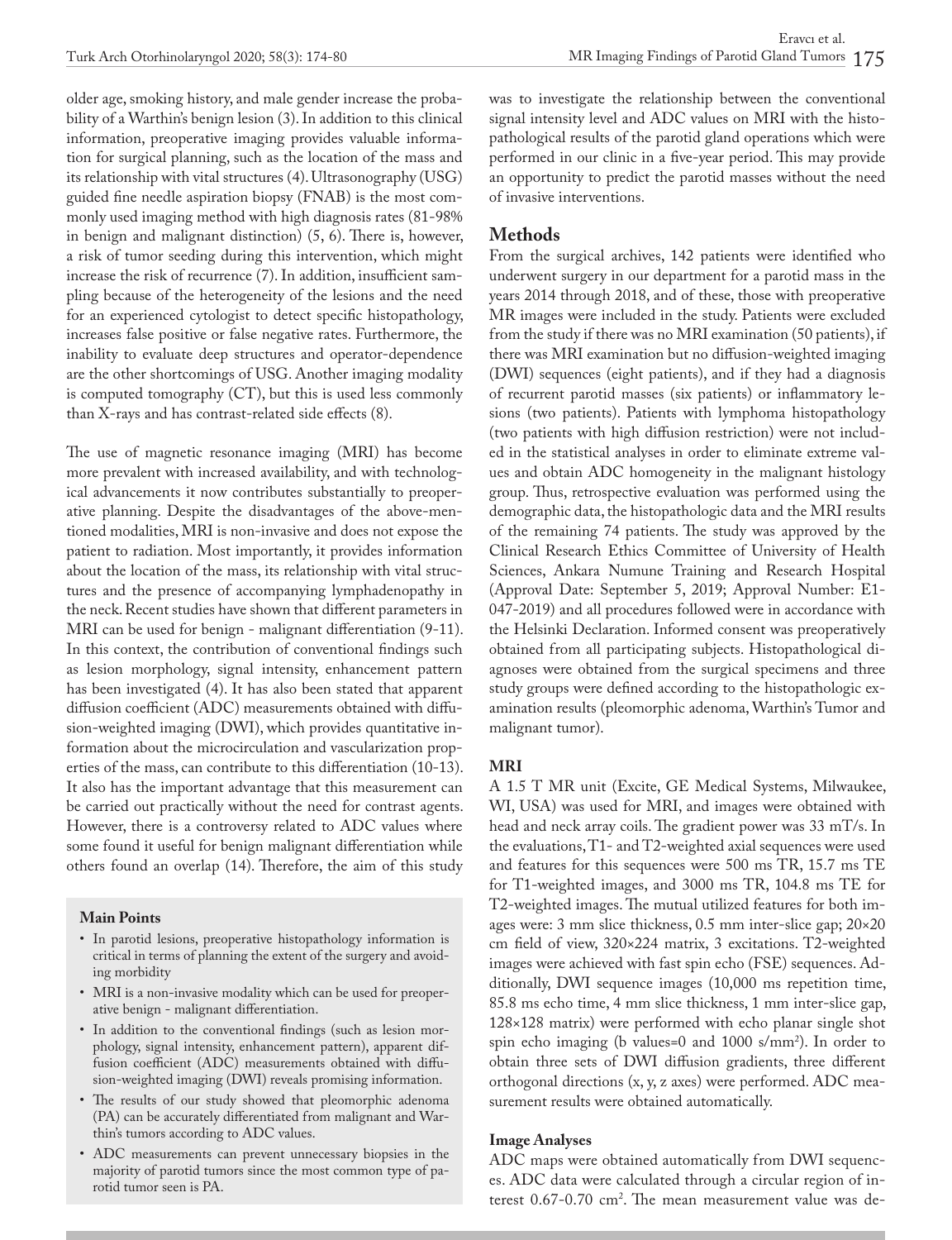older age, smoking history, and male gender increase the probability of a Warthin's benign lesion (3). In addition to this clinical information, preoperative imaging provides valuable information for surgical planning, such as the location of the mass and its relationship with vital structures (4). Ultrasonography (USG) guided fine needle aspiration biopsy (FNAB) is the most commonly used imaging method with high diagnosis rates (81-98% in benign and malignant distinction) (5, 6). There is, however, a risk of tumor seeding during this intervention, which might increase the risk of recurrence (7). In addition, insufficient sampling because of the heterogeneity of the lesions and the need for an experienced cytologist to detect specific histopathology, increases false positive or false negative rates. Furthermore, the inability to evaluate deep structures and operator-dependence are the other shortcomings of USG. Another imaging modality is computed tomography (CT), but this is used less commonly than X-rays and has contrast-related side effects (8).

The use of magnetic resonance imaging (MRI) has become more prevalent with increased availability, and with technological advancements it now contributes substantially to preoperative planning. Despite the disadvantages of the above-mentioned modalities, MRI is non-invasive and does not expose the patient to radiation. Most importantly, it provides information about the location of the mass, its relationship with vital structures and the presence of accompanying lymphadenopathy in the neck. Recent studies have shown that different parameters in MRI can be used for benign - malignant differentiation (9-11). In this context, the contribution of conventional findings such as lesion morphology, signal intensity, enhancement pattern has been investigated (4). It has also been stated that apparent diffusion coefficient (ADC) measurements obtained with diffusion-weighted imaging (DWI), which provides quantitative information about the microcirculation and vascularization properties of the mass, can contribute to this differentiation (10-13). It also has the important advantage that this measurement can be carried out practically without the need for contrast agents. However, there is a controversy related to ADC values where some found it useful for benign malignant differentiation while others found an overlap (14). Therefore, the aim of this study was to investigate the relationship between the conventional signal intensity level and ADC values on MRI with the histopathological results of the parotid gland operations which were performed in our clinic in a five-year period. This may provide an opportunity to predict the parotid masses without the need of invasive interventions.

**Main Points**

- In parotid lesions, preoperative histopathology information is critical in terms of planning the extent of the surgery and avoiding morbidity
- MRI is a non-invasive modality which can be used for preoperative benign - malignant differentiation.
- In addition to the conventional findings (such as lesion morphology, signal intensity, enhancement pattern), apparent diffusion coefficient (ADC) measurements obtained with diffusion-weighted imaging (DWI) reveals promising information.
- The results of our study showed that pleomorphic adenoma (PA) can be accurately differentiated from malignant and Warthin's tumors according to ADC values.
- ADC measurements can prevent unnecessary biopsies in the majority of parotid tumors since the most common type of parotid tumor seen is PA.

## Methods

From the surgical archives, 142 patients were identified who underwent surgery in our department for a parotid mass in the years 2014 through 2018, and of these, those with preoperative MR images were included in the study. Patients were excluded from the study if there was no MRI examination (50 patients), if there was MRI examination but no diffusion-weighted imaging (DWI) sequences (eight patients), and if they had a diagnosis of recurrent parotid masses (six patients) or inflammatory lesions (two patients). Patients with lymphoma histopathology (two patients with high diffusion restriction) were not included in the statistical analyses in order to eliminate extreme values and obtain ADC homogeneity in the malignant histology group. Thus, retrospective evaluation was performed using the demographic data, the histopathologic data and the MRI results of the remaining 74 patients. The study was approved by the Clinical Research Ethics Committee of University of Health Sciences, Ankara Numune Training and Research Hospital (Approval Date: September 5, 2019; Approval Number: E1-047-2019) and all procedures followed were in accordance with the Helsinki Declaration. Informed consent was preoperatively obtained from all participating subjects. Histopathological diagnoses were obtained from the surgical specimens and three study groups were defined according to the histopathologic examination results (pleomorphic adenoma, Warthin's Tumor and malignant tumor).

### MRI

A 1.5 T MR unit (Excite, GE Medical Systems, Milwaukee, WI, USA) was used for MRI, and images were obtained with head and neck array coils. The gradient power was 33 mT/s. In the evaluations, T1- and T2-weighted axial sequences were used and features for this sequences were 500 ms TR, 15.7 ms TE for T1-weighted images, and 3000 ms TR, 104.8 ms TE for T2-weighted images. The mutual utilized features for both images were: 3 mm slice thickness, 0.5 mm inter-slice gap; 20×20 cm field of view, 320×224 matrix, 3 excitations. T2-weighted images were achieved with fast spin echo (FSE) sequences. Additionally, DWI sequence images (10,000 ms repetition time, 85.8 ms echo time, 4 mm slice thickness, 1 mm inter-slice gap, 128×128 matrix) were performed with echo planar single shot spin echo imaging (b values=0 and 1000 s/mm$^2$). In order to obtain three sets of DWI diffusion gradients, three different orthogonal directions (x, y, z axes) were performed. ADC measurement results were obtained automatically.

### Image Analyses

ADC maps were obtained automatically from DWI sequences. ADC data were calculated through a circular region of interest 0.67-0.70 cm$^2$. The mean measurement value was de-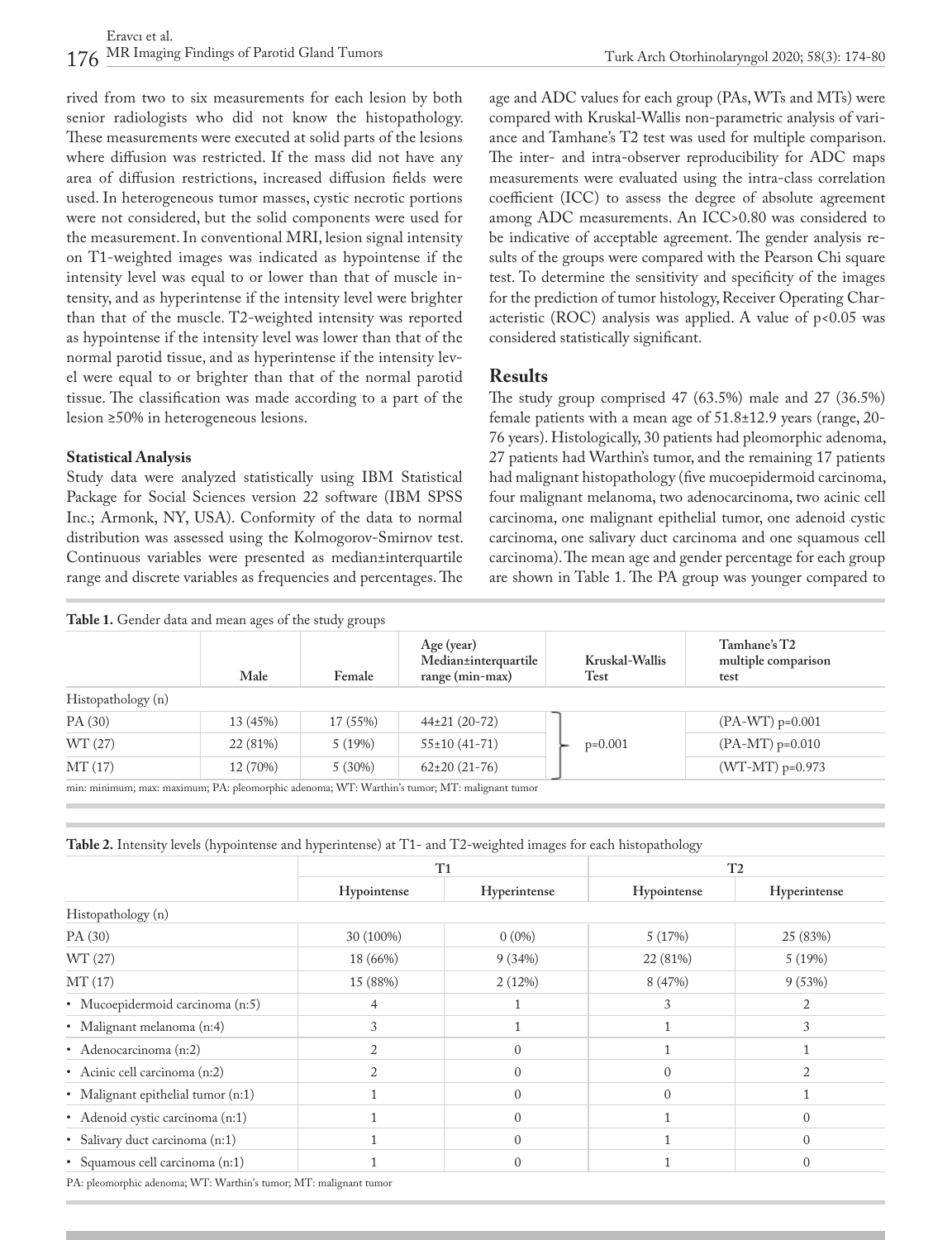rived from two to six measurements for each lesion by both senior radiologists who did not know the histopathology. These measurements were executed at solid parts of the lesions where diffusion was restricted. If the mass did not have any area of diffusion restrictions, increased diffusion fields were used. In heterogeneous tumor masses, cystic necrotic portions were not considered, but the solid components were used for the measurement. In conventional MRI, lesion signal intensity on T1-weighted images was indicated as hypointense if the intensity level was equal to or lower than that of muscle intensity, and as hyperintense if the intensity level were brighter than that of the muscle. T2-weighted intensity was reported as hypointense if the intensity level was lower than that of the normal parotid tissue, and as hyperintense if the intensity level were equal to or brighter than that of the normal parotid tissue. The classification was made according to a part of the lesion ≥50% in heterogeneous lesions.

**Statistical Analysis**

Study data were analyzed statistically using IBM Statistical Package for Social Sciences version 22 software (IBM SPSS Inc.; Armonk, NY, USA). Conformity of the data to normal distribution was assessed using the Kolmogorov-Smirnov test. Continuous variables were presented as median±interquartile range and discrete variables as frequencies and percentages. The age and ADC values for each group (PAs, WTs and MTs) were compared with Kruskal-Wallis non-parametric analysis of variance and Tamhane's T2 test was used for multiple comparison. The inter- and intra-observer reproducibility for ADC maps measurements were evaluated using the intra-class correlation coefficient (ICC) to assess the degree of absolute agreement among ADC measurements. An ICC>0.80 was considered to be indicative of acceptable agreement. The gender analysis results of the groups were compared with the Pearson Chi square test. To determine the sensitivity and specificity of the images for the prediction of tumor histology, Receiver Operating Characteristic (ROC) analysis was applied. A value of p<0.05 was considered statistically significant.

## Results

The study group comprised 47 (63.5%) male and 27 (36.5%) female patients with a mean age of 51.8±12.9 years (range, 20-76 years). Histologically, 30 patients had pleomorphic adenoma, 27 patients had Warthin's tumor, and the remaining 17 patients had malignant histopathology (five mucoepidermoid carcinoma, four malignant melanoma, two adenocarcinoma, two acinic cell carcinoma, one malignant epithelial tumor, one adenoid cystic carcinoma, one salivary duct carcinoma and one squamous cell carcinoma). The mean age and gender percentage for each group are shown in Table 1. The PA group was younger compared to

**Table 1.** Gender data and mean ages of the study groups

| | Male | Female | Age (year) Median±interquartile range (min-max) | Kruskal-Wallis Test | Tamhane's T2 multiple comparison test |
|---|---|---|---|---|---|
| Histopathology (n) | | | | | |
| PA (30) | 13 (45%) | 17 (55%) | 44±21 (20-72) | p=0.001 | (PA-WT) p=0.001 |
| WT (27) | 22 (81%) | 5 (19%) | 55±10 (41-71) | | (PA-MT) p=0.010 |
| MT (17) | 12 (70%) | 5 (30%) | 62±20 (21-76) | | (WT-MT) p=0.973 |

min: minimum; max: maximum; PA: pleomorphic adenoma; WT: Warthin's tumor; MT: malignant tumor

**Table 2.** Intensity levels (hypointense and hyperintense) at T1- and T2-weighted images for each histopathology

| | T1 | | T2 | |
|---|---|---|---|---|
| | Hypointense | Hyperintense | Hypointense | Hyperintense |
| Histopathology (n) | | | | |
| PA (30) | 30 (100%) | 0 (0%) | 5 (17%) | 25 (83%) |
| WT (27) | 18 (66%) | 9 (34%) | 22 (81%) | 5 (19%) |
| MT (17) | 15 (88%) | 2 (12%) | 8 (47%) | 9 (53%) |
| • Mucoepidermoid carcinoma (n:5) | 4 | 1 | 3 | 2 |
| • Malignant melanoma (n:4) | 3 | 1 | 1 | 3 |
| • Adenocarcinoma (n:2) | 2 | 0 | 1 | 1 |
| • Acinic cell carcinoma (n:2) | 2 | 0 | 0 | 2 |
| • Malignant epithelial tumor (n:1) | 1 | 0 | 0 | 1 |
| • Adenoid cystic carcinoma (n:1) | 1 | 0 | 1 | 0 |
| • Salivary duct carcinoma (n:1) | 1 | 0 | 1 | 0 |
| • Squamous cell carcinoma (n:1) | 1 | 0 | 1 | 0 |

PA: pleomorphic adenoma; WT: Warthin's tumor; MT: malignant tumor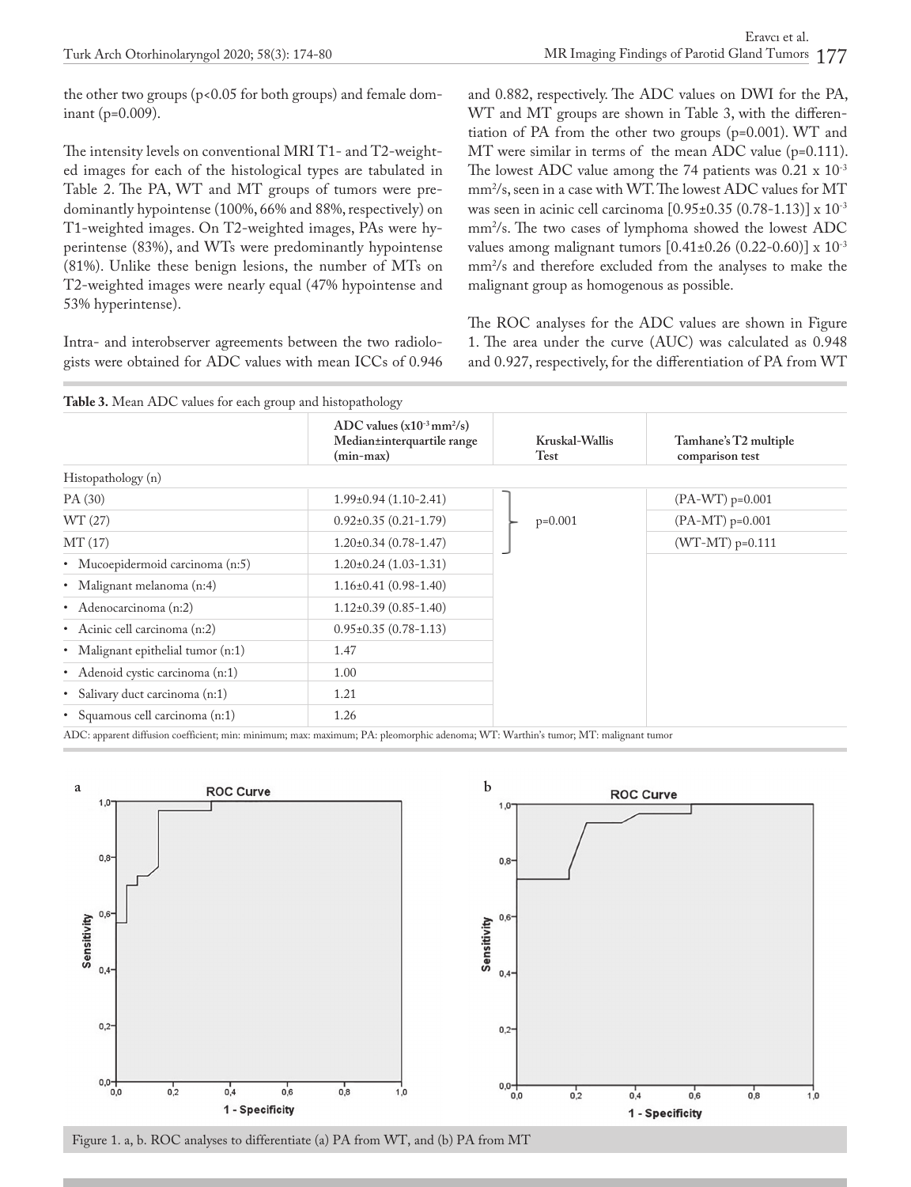the other two groups (p<0.05 for both groups) and female dominant (p=0.009).

The intensity levels on conventional MRI T1- and T2-weighted images for each of the histological types are tabulated in Table 2. The PA, WT and MT groups of tumors were predominantly hypointense (100%, 66% and 88%, respectively) on T1-weighted images. On T2-weighted images, PAs were hyperintense (83%), and WTs were predominantly hypointense (81%). Unlike these benign lesions, the number of MTs on T2-weighted images were nearly equal (47% hypointense and 53% hyperintense).

Intra- and interobserver agreements between the two radiologists were obtained for ADC values with mean ICCs of 0.946 and 0.882, respectively. The ADC values on DWI for the PA, WT and MT groups are shown in Table 3, with the differentiation of PA from the other two groups (p=0.001). WT and MT were similar in terms of the mean ADC value (p=0.111). The lowest ADC value among the 74 patients was 0.21 x $10^{-3}$ $mm^2/s$, seen in a case with WT. The lowest ADC values for MT was seen in acinic cell carcinoma [0.95±0.35 (0.78-1.13)] x $10^{-3}$ $mm^2/s$. The two cases of lymphoma showed the lowest ADC values among malignant tumors [0.41±0.26 (0.22-0.60)] x $10^{-3}$ $mm^2/s$ and therefore excluded from the analyses to make the malignant group as homogenous as possible.

The ROC analyses for the ADC values are shown in Figure 1. The area under the curve (AUC) was calculated as 0.948 and 0.927, respectively, for the differentiation of PA from WT

**Table 3.** Mean ADC values for each group and histopathology

| | ADC values ($x10^{-3}$ $mm^2/s$) Median±interquartile range (min-max) | Kruskal-Wallis Test | Tamhane's T2 multiple comparison test |
|---|---|---|---|
| Histopathology (n) | | | |
| PA (30) | 1.99±0.94 (1.10-2.41) | | (PA-WT) p=0.001 |
| WT (27) | 0.92±0.35 (0.21-1.79) | p=0.001 | (PA-MT) p=0.001 |
| MT (17) | 1.20±0.34 (0.78-1.47) | | (WT-MT) p=0.111 |
| • Mucoepidermoid carcinoma (n:5) | 1.20±0.24 (1.03-1.31) | | |
| • Malignant melanoma (n:4) | 1.16±0.41 (0.98-1.40) | | |
| • Adenocarcinoma (n:2) | 1.12±0.39 (0.85-1.40) | | |
| • Acinic cell carcinoma (n:2) | 0.95±0.35 (0.78-1.13) | | |
| • Malignant epithelial tumor (n:1) | 1.47 | | |
| • Adenoid cystic carcinoma (n:1) | 1.00 | | |
| • Salivary duct carcinoma (n:1) | 1.21 | | |
| • Squamous cell carcinoma (n:1) | 1.26 | | |

ADC: apparent diffusion coefficient; min: minimum; max: maximum; PA: pleomorphic adenoma; WT: Warthin's tumor; MT: malignant tumor

Figure 1. a, b. ROC analyses to differentiate (a) PA from WT, and (b) PA from MT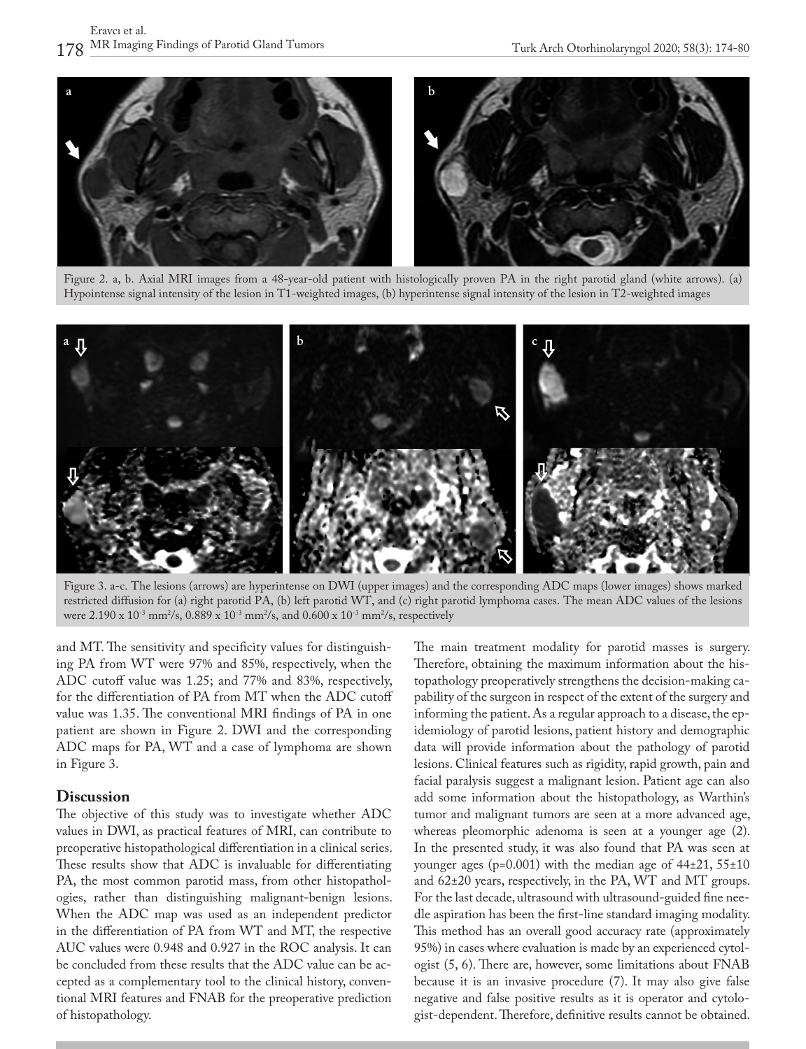Figure 2. a, b. Axial MRI images from a 48-year-old patient with histologically proven PA in the right parotid gland (white arrows). (a) Hypointense signal intensity of the lesion in T1-weighted images, (b) hyperintense signal intensity of the lesion in T2-weighted images

Figure 3. a-c. The lesions (arrows) are hyperintense on DWI (upper images) and the corresponding ADC maps (lower images) shows marked restricted diffusion for (a) right parotid PA, (b) left parotid WT, and (c) right parotid lymphoma cases. The mean ADC values of the lesions were 2.190 x $10^{-3}$ $mm^2/s$, 0.889 x $10^{-3}$ $mm^2/s$, and 0.600 x $10^{-3}$ $mm^2/s$, respectively

and MT. The sensitivity and specificity values for distinguishing PA from WT were 97% and 85%, respectively, when the ADC cutoff value was 1.25; and 77% and 83%, respectively, for the differentiation of PA from MT when the ADC cutoff value was 1.35. The conventional MRI findings of PA in one patient are shown in Figure 2. DWI and the corresponding ADC maps for PA, WT and a case of lymphoma are shown in Figure 3.

## Discussion

The objective of this study was to investigate whether ADC values in DWI, as practical features of MRI, can contribute to preoperative histopathological differentiation in a clinical series. These results show that ADC is invaluable for differentiating PA, the most common parotid mass, from other histopathologies, rather than distinguishing malignant-benign lesions. When the ADC map was used as an independent predictor in the differentiation of PA from WT and MT, the respective AUC values were 0.948 and 0.927 in the ROC analysis. It can be concluded from these results that the ADC value can be accepted as a complementary tool to the clinical history, conventional MRI features and FNAB for the preoperative prediction of histopathology.

The main treatment modality for parotid masses is surgery. Therefore, obtaining the maximum information about the histopathology preoperatively strengthens the decision-making capability of the surgeon in respect of the extent of the surgery and informing the patient. As a regular approach to a disease, the epidemiology of parotid lesions, patient history and demographic data will provide information about the pathology of parotid lesions. Clinical features such as rigidity, rapid growth, pain and facial paralysis suggest a malignant lesion. Patient age can also add some information about the histopathology, as Warthin's tumor and malignant tumors are seen at a more advanced age, whereas pleomorphic adenoma is seen at a younger age (2). In the presented study, it was also found that PA was seen at younger ages ($p=0.001$) with the median age of 44±21, 55±10 and 62±20 years, respectively, in the PA, WT and MT groups. For the last decade, ultrasound with ultrasound-guided fine needle aspiration has been the first-line standard imaging modality. This method has an overall good accuracy rate (approximately 95%) in cases where evaluation is made by an experienced cytologist (5, 6). There are, however, some limitations about FNAB because it is an invasive procedure (7). It may also give false negative and false positive results as it is operator and cytologist-dependent. Therefore, definitive results cannot be obtained.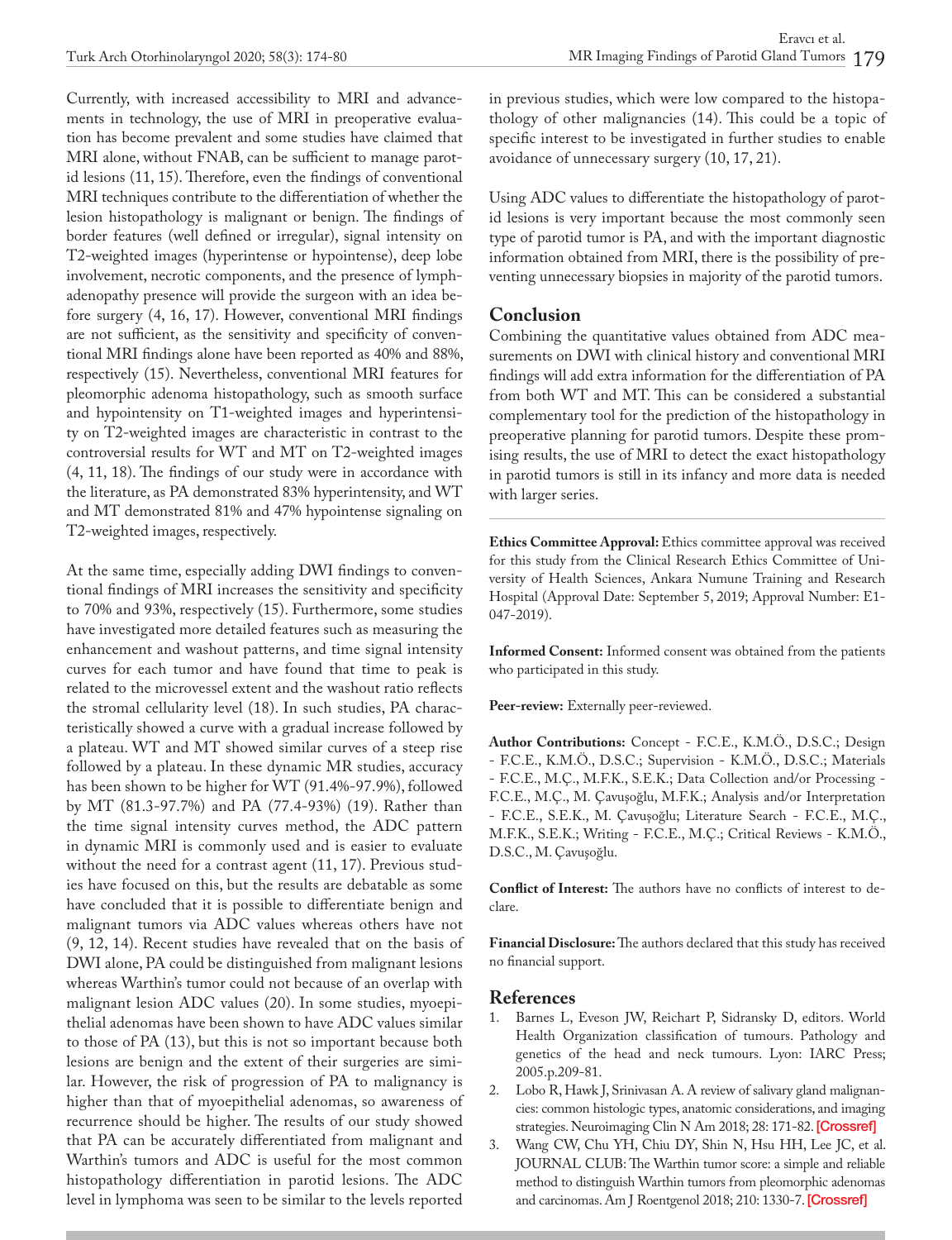Currently, with increased accessibility to MRI and advancements in technology, the use of MRI in preoperative evaluation has become prevalent and some studies have claimed that MRI alone, without FNAB, can be sufficient to manage parotid lesions (11, 15). Therefore, even the findings of conventional MRI techniques contribute to the differentiation of whether the lesion histopathology is malignant or benign. The findings of border features (well defined or irregular), signal intensity on T2-weighted images (hyperintense or hypointense), deep lobe involvement, necrotic components, and the presence of lymphadenopathy presence will provide the surgeon with an idea before surgery (4, 16, 17). However, conventional MRI findings are not sufficient, as the sensitivity and specificity of conventional MRI findings alone have been reported as 40% and 88%, respectively (15). Nevertheless, conventional MRI features for pleomorphic adenoma histopathology, such as smooth surface and hypointensity on T1-weighted images and hyperintensity on T2-weighted images are characteristic in contrast to the controversial results for WT and MT on T2-weighted images (4, 11, 18). The findings of our study were in accordance with the literature, as PA demonstrated 83% hyperintensity, and WT and MT demonstrated 81% and 47% hypointense signaling on T2-weighted images, respectively.

At the same time, especially adding DWI findings to conventional findings of MRI increases the sensitivity and specificity to 70% and 93%, respectively (15). Furthermore, some studies have investigated more detailed features such as measuring the enhancement and washout patterns, and time signal intensity curves for each tumor and have found that time to peak is related to the microvessel extent and the washout ratio reflects the stromal cellularity level (18). In such studies, PA characteristically showed a curve with a gradual increase followed by a plateau. WT and MT showed similar curves of a steep rise followed by a plateau. In these dynamic MR studies, accuracy has been shown to be higher for WT (91.4%-97.9%), followed by MT (81.3-97.7%) and PA (77.4-93%) (19). Rather than the time signal intensity curves method, the ADC pattern in dynamic MRI is commonly used and is easier to evaluate without the need for a contrast agent (11, 17). Previous studies have focused on this, but the results are debatable as some have concluded that it is possible to differentiate benign and malignant tumors via ADC values whereas others have not (9, 12, 14). Recent studies have revealed that on the basis of DWI alone, PA could be distinguished from malignant lesions whereas Warthin's tumor could not because of an overlap with malignant lesion ADC values (20). In some studies, myoepithelial adenomas have been shown to have ADC values similar to those of PA (13), but this is not so important because both lesions are benign and the extent of their surgeries are similar. However, the risk of progression of PA to malignancy is higher than that of myoepithelial adenomas, so awareness of recurrence should be higher. The results of our study showed that PA can be accurately differentiated from malignant and Warthin's tumors and ADC is useful for the most common histopathology differentiation in parotid lesions. The ADC level in lymphoma was seen to be similar to the levels reported in previous studies, which were low compared to the histopathology of other malignancies (14). This could be a topic of specific interest to be investigated in further studies to enable avoidance of unnecessary surgery (10, 17, 21).

Using ADC values to differentiate the histopathology of parotid lesions is very important because the most commonly seen type of parotid tumor is PA, and with the important diagnostic information obtained from MRI, there is the possibility of preventing unnecessary biopsies in majority of the parotid tumors.

## Conclusion

Combining the quantitative values obtained from ADC measurements on DWI with clinical history and conventional MRI findings will add extra information for the differentiation of PA from both WT and MT. This can be considered a substantial complementary tool for the prediction of the histopathology in preoperative planning for parotid tumors. Despite these promising results, the use of MRI to detect the exact histopathology in parotid tumors is still in its infancy and more data is needed with larger series.

**Ethics Committee Approval:** Ethics committee approval was received for this study from the Clinical Research Ethics Committee of University of Health Sciences, Ankara Numune Training and Research Hospital (Approval Date: September 5, 2019; Approval Number: E1-047-2019).

**Informed Consent:** Informed consent was obtained from the patients who participated in this study.

**Peer-review:** Externally peer-reviewed.

**Author Contributions:** Concept - F.C.E., K.M.Ö., D.S.C.; Design - F.C.E., K.M.Ö., D.S.C.; Supervision - K.M.Ö., D.S.C.; Materials - F.C.E., M.Ç., M.F.K., S.E.K.; Data Collection and/or Processing - F.C.E., M.Ç., M. Çavuşoğlu, M.F.K.; Analysis and/or Interpretation - F.C.E., S.E.K., M. Çavuşoğlu; Literature Search - F.C.E., M.Ç., M.F.K., S.E.K.; Writing - F.C.E., M.Ç.; Critical Reviews - K.M.Ö., D.S.C., M. Çavuşoğlu.

**Conflict of Interest:** The authors have no conflicts of interest to declare.

**Financial Disclosure:** The authors declared that this study has received no financial support.

## References

1. Barnes L, Eveson JW, Reichart P, Sidransky D, editors. World Health Organization classification of tumours. Pathology and genetics of the head and neck tumours. Lyon: IARC Press; 2005.p.209-81.
2. Lobo R, Hawk J, Srinivasan A. A review of salivary gland malignancies: common histologic types, anatomic considerations, and imaging strategies. Neuroimaging Clin N Am 2018; 28: 171-82. [Crossref]
3. Wang CW, Chu YH, Chiu DY, Shin N, Hsu HH, Lee JC, et al. JOURNAL CLUB: The Warthin tumor score: a simple and reliable method to distinguish Warthin tumors from pleomorphic adenomas and carcinomas. Am J Roentgenol 2018; 210: 1330-7. [Crossref]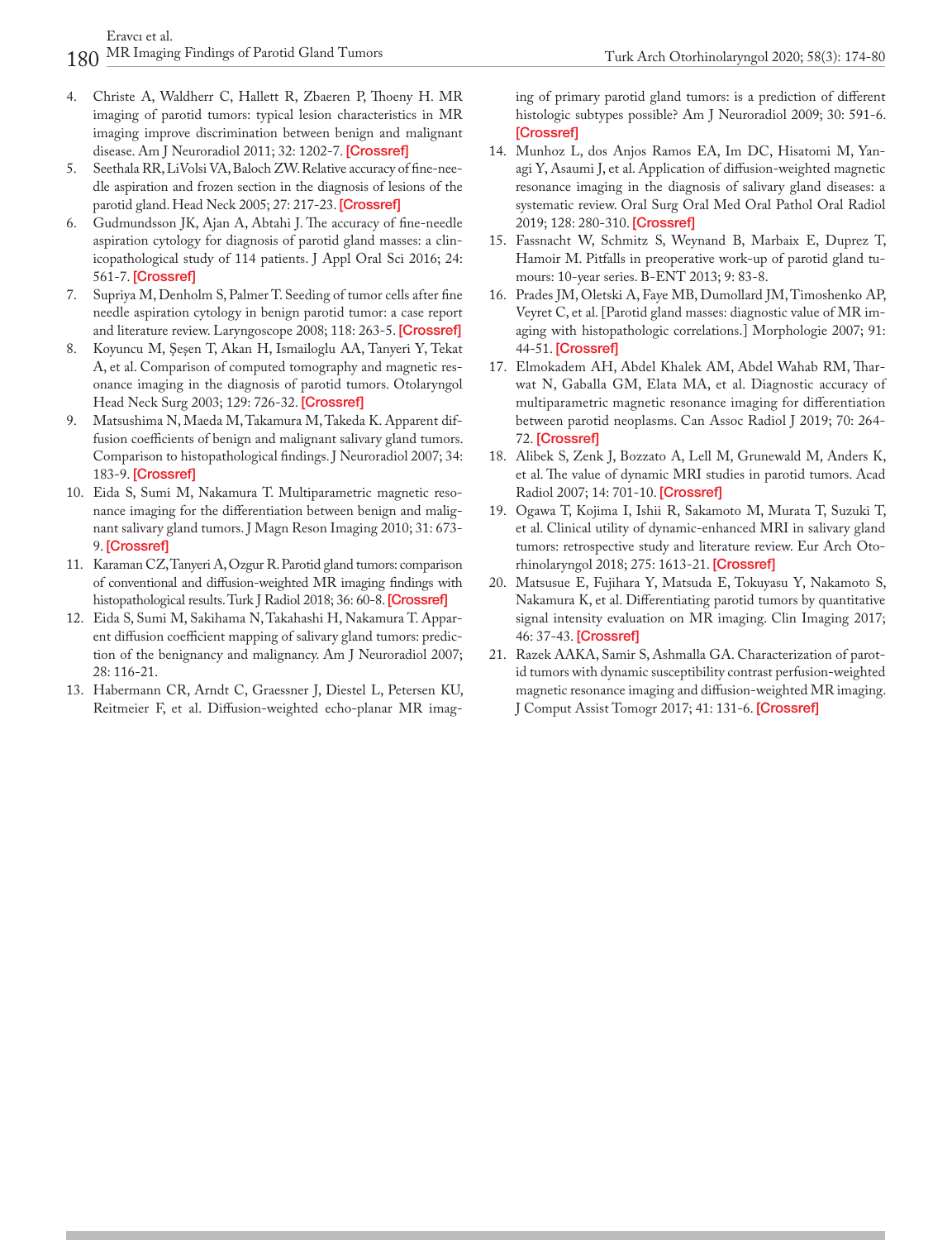4. Christe A, Waldherr C, Hallett R, Zbaeren P, Thoeny H. MR imaging of parotid tumors: typical lesion characteristics in MR imaging improve discrimination between benign and malignant disease. Am J Neuroradiol 2011; 32: 1202-7. [Crossref]
5. Seethala RR, LiVolsi VA, Baloch ZW. Relative accuracy of fine-needle aspiration and frozen section in the diagnosis of lesions of the parotid gland. Head Neck 2005; 27: 217-23. [Crossref]
6. Gudmundsson JK, Ajan A, Abtahi J. The accuracy of fine-needle aspiration cytology for diagnosis of parotid gland masses: a clinicopathological study of 114 patients. J Appl Oral Sci 2016; 24: 561-7. [Crossref]
7. Supriya M, Denholm S, Palmer T. Seeding of tumor cells after fine needle aspiration cytology in benign parotid tumor: a case report and literature review. Laryngoscope 2008; 118: 263-5. [Crossref]
8. Koyuncu M, Şeşen T, Akan H, Ismailoglu AA, Tanyeri Y, Tekat A, et al. Comparison of computed tomography and magnetic resonance imaging in the diagnosis of parotid tumors. Otolaryngol Head Neck Surg 2003; 129: 726-32. [Crossref]
9. Matsushima N, Maeda M, Takamura M, Takeda K. Apparent diffusion coefficients of benign and malignant salivary gland tumors. Comparison to histopathological findings. J Neuroradiol 2007; 34: 183-9. [Crossref]
10. Eida S, Sumi M, Nakamura T. Multiparametric magnetic resonance imaging for the differentiation between benign and malignant salivary gland tumors. J Magn Reson Imaging 2010; 31: 673-9. [Crossref]
11. Karaman CZ, Tanyeri A, Ozgur R. Parotid gland tumors: comparison of conventional and diffusion-weighted MR imaging findings with histopathological results. Turk J Radiol 2018; 36: 60-8. [Crossref]
12. Eida S, Sumi M, Sakihama N, Takahashi H, Nakamura T. Apparent diffusion coefficient mapping of salivary gland tumors: prediction of the benignancy and malignancy. Am J Neuroradiol 2007; 28: 116-21.
13. Habermann CR, Arndt C, Graessner J, Diestel L, Petersen KU, Reitmeier F, et al. Diffusion-weighted echo-planar MR imaging of primary parotid gland tumors: is a prediction of different histologic subtypes possible? Am J Neuroradiol 2009; 30: 591-6. [Crossref]
14. Munhoz L, dos Anjos Ramos EA, Im DC, Hisatomi M, Yanagi Y, Asaumi J, et al. Application of diffusion-weighted magnetic resonance imaging in the diagnosis of salivary gland diseases: a systematic review. Oral Surg Oral Med Oral Pathol Oral Radiol 2019; 128: 280-310. [Crossref]
15. Fassnacht W, Schmitz S, Weynand B, Marbaix E, Duprez T, Hamoir M. Pitfalls in preoperative work-up of parotid gland tumours: 10-year series. B-ENT 2013; 9: 83-8.
16. Prades JM, Oletski A, Faye MB, Dumollard JM, Timoshenko AP, Veyret C, et al. [Parotid gland masses: diagnostic value of MR imaging with histopathologic correlations.] Morphologie 2007; 91: 44-51. [Crossref]
17. Elmokadem AH, Abdel Khalek AM, Abdel Wahab RM, Tharwat N, Gaballa GM, Elata MA, et al. Diagnostic accuracy of multiparametric magnetic resonance imaging for differentiation between parotid neoplasms. Can Assoc Radiol J 2019; 70: 264-72. [Crossref]
18. Alibek S, Zenk J, Bozzato A, Lell M, Grunewald M, Anders K, et al. The value of dynamic MRI studies in parotid tumors. Acad Radiol 2007; 14: 701-10. [Crossref]
19. Ogawa T, Kojima I, Ishii R, Sakamoto M, Murata T, Suzuki T, et al. Clinical utility of dynamic-enhanced MRI in salivary gland tumors: retrospective study and literature review. Eur Arch Otorhinolaryngol 2018; 275: 1613-21. [Crossref]
20. Matsusue E, Fujihara Y, Matsuda E, Tokuyasu Y, Nakamoto S, Nakamura K, et al. Differentiating parotid tumors by quantitative signal intensity evaluation on MR imaging. Clin Imaging 2017; 46: 37-43. [Crossref]
21. Razek AAKA, Samir S, Ashmalla GA. Characterization of parotid tumors with dynamic susceptibility contrast perfusion-weighted magnetic resonance imaging and diffusion-weighted MR imaging. J Comput Assist Tomogr 2017; 41: 131-6. [Crossref]